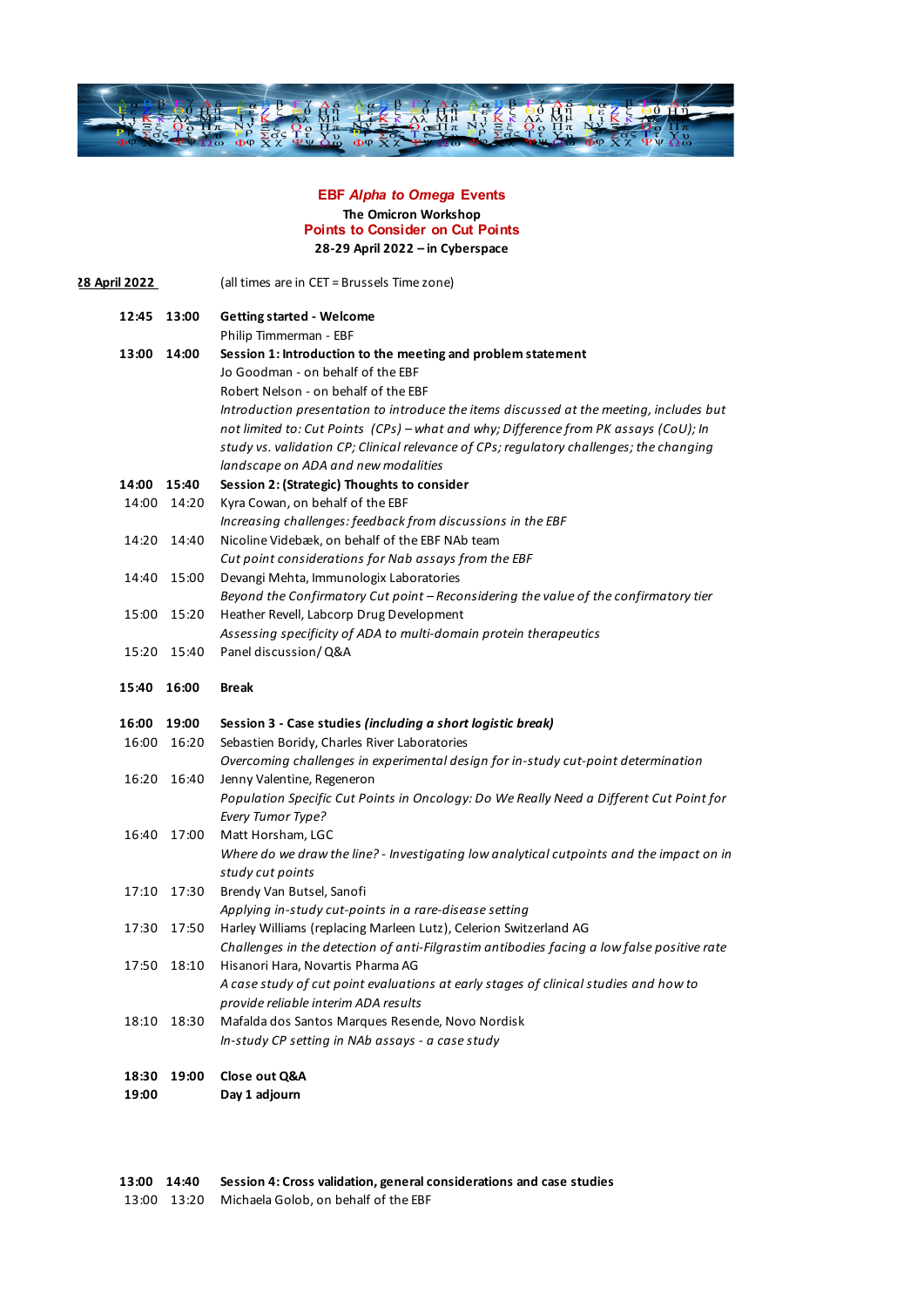**EBF *Alpha to Omega* Events**

**The Omicron Workshop**

**Points to Consider on Cut Points**

**28-29 April 2022 – in Cyberspace**

**28 April 2022** (all times are in CET = Brussels Time zone)

| | | |
|---|---|---|
| **12:45** | **13:00** | **Getting started - Welcome** |
| | | Philip Timmerman - EBF |
| **13:00** | **14:00** | **Session 1: Introduction to the meeting and problem statement** |
| | | Jo Goodman - on behalf of the EBF |
| | | Robert Nelson - on behalf of the EBF |
| | | *Introduction presentation to introduce the items discussed at the meeting, includes but not limited to: Cut Points (CPs) – what and why; Difference from PK assays (CoU); In study vs. validation CP; Clinical relevance of CPs; regulatory challenges; the changing landscape on ADA and new modalities* |
| **14:00** | **15:40** | **Session 2: (Strategic) Thoughts to consider** |
| 14:00 | 14:20 | Kyra Cowan, on behalf of the EBF |
| | | *Increasing challenges: feedback from discussions in the EBF* |
| 14:20 | 14:40 | Nicoline Videbæk, on behalf of the EBF NAb team |
| | | *Cut point considerations for Nab assays from the EBF* |
| 14:40 | 15:00 | Devangi Mehta, Immunologix Laboratories |
| | | *Beyond the Confirmatory Cut point – Reconsidering the value of the confirmatory tier* |
| 15:00 | 15:20 | Heather Revell, Labcorp Drug Development |
| | | *Assessing specificity of ADA to multi-domain protein therapeutics* |
| 15:20 | 15:40 | Panel discussion/ Q&A |
| **15:40** | **16:00** | **Break** |
| **16:00** | **19:00** | **Session 3 - Case studies *(including a short logistic break)*** |
| 16:00 | 16:20 | Sebastien Boridy, Charles River Laboratories |
| | | *Overcoming challenges in experimental design for in-study cut-point determination* |
| 16:20 | 16:40 | Jenny Valentine, Regeneron |
| | | *Population Specific Cut Points in Oncology: Do We Really Need a Different Cut Point for Every Tumor Type?* |
| 16:40 | 17:00 | Matt Horsham, LGC |
| | | *Where do we draw the line? - Investigating low analytical cutpoints and the impact on in study cut points* |
| 17:10 | 17:30 | Brendy Van Butsel, Sanofi |
| | | *Applying in-study cut-points in a rare-disease setting* |
| 17:30 | 17:50 | Harley Williams (replacing Marleen Lutz), Celerion Switzerland AG |
| | | *Challenges in the detection of anti-Filgrastim antibodies facing a low false positive rate* |
| 17:50 | 18:10 | Hisanori Hara, Novartis Pharma AG |
| | | *A case study of cut point evaluations at early stages of clinical studies and how to provide reliable interim ADA results* |
| 18:10 | 18:30 | Mafalda dos Santos Marques Resende, Novo Nordisk |
| | | *In-study CP setting in NAb assays - a case study* |
| **18:30** | **19:00** | **Close out Q&A** |
| **19:00** | | **Day 1 adjourn** |

| | | |
|---|---|---|
| **13:00** | **14:40** | **Session 4: Cross validation, general considerations and case studies** |
| 13:00 | 13:20 | Michaela Golob, on behalf of the EBF |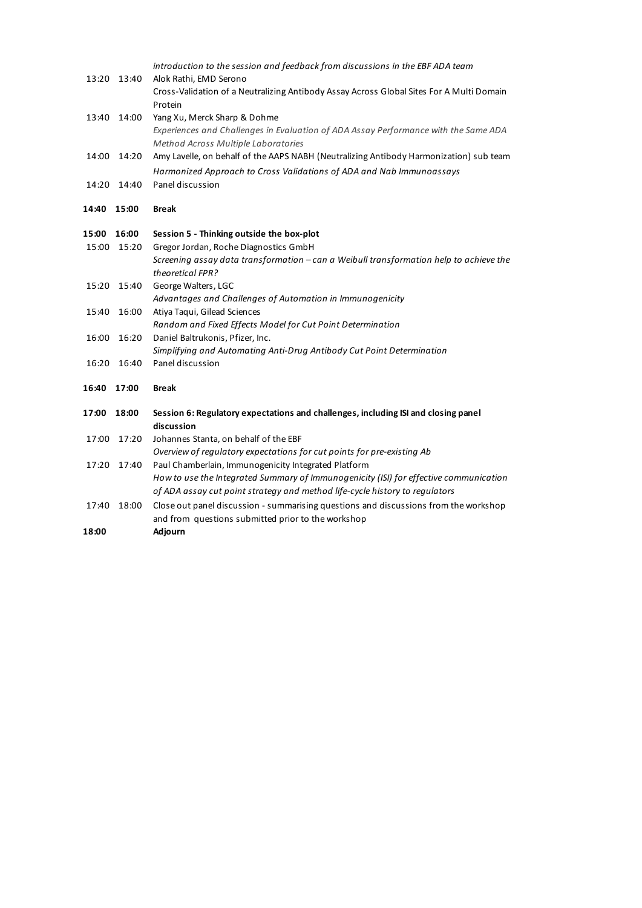| | | |
|---|---|---|
| | | *introduction to the session and feedback from discussions in the EBF ADA team* |
| 13:20 | 13:40 | Alok Rathi, EMD Serono<br>Cross-Validation of a Neutralizing Antibody Assay Across Global Sites For A Multi Domain Protein |
| 13:40 | 14:00 | Yang Xu, Merck Sharp & Dohme<br>*Experiences and Challenges in Evaluation of ADA Assay Performance with the Same ADA Method Across Multiple Laboratories* |
| 14:00 | 14:20 | Amy Lavelle, on behalf of the AAPS NABH (Neutralizing Antibody Harmonization) sub team<br>*Harmonized Approach to Cross Validations of ADA and Nab Immunoassays* |
| 14:20 | 14:40 | Panel discussion |
| **14:40** | **15:00** | **Break** |
| **15:00** | **16:00** | **Session 5 - Thinking outside the box-plot** |
| 15:00 | 15:20 | Gregor Jordan, Roche Diagnostics GmbH<br>*Screening assay data transformation – can a Weibull transformation help to achieve the theoretical FPR?* |
| 15:20 | 15:40 | George Walters, LGC<br>*Advantages and Challenges of Automation in Immunogenicity* |
| 15:40 | 16:00 | Atiya Taqui, Gilead Sciences<br>*Random and Fixed Effects Model for Cut Point Determination* |
| 16:00 | 16:20 | Daniel Baltrukonis, Pfizer, Inc.<br>*Simplifying and Automating Anti-Drug Antibody Cut Point Determination* |
| 16:20 | 16:40 | Panel discussion |
| **16:40** | **17:00** | **Break** |
| **17:00** | **18:00** | **Session 6: Regulatory expectations and challenges, including ISI and closing panel discussion** |
| 17:00 | 17:20 | Johannes Stanta, on behalf of the EBF<br>*Overview of regulatory expectations for cut points for pre-existing Ab* |
| 17:20 | 17:40 | Paul Chamberlain, Immunogenicity Integrated Platform<br>*How to use the Integrated Summary of Immunogenicity (ISI) for effective communication of ADA assay cut point strategy and method life-cycle history to regulators* |
| 17:40 | 18:00 | Close out panel discussion - summarising questions and discussions from the workshop and from questions submitted prior to the workshop |
| **18:00** | | **Adjourn** |